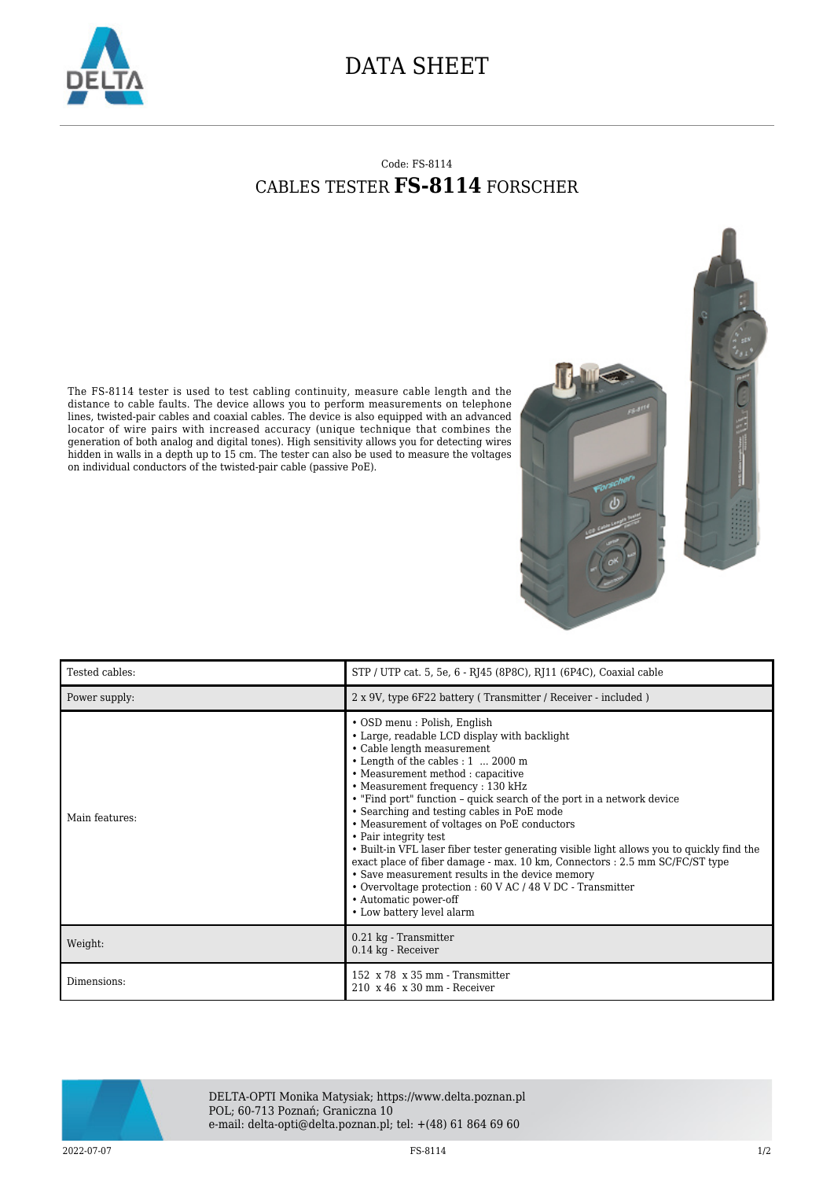# DATA SHEET

Code: FS-8114

## CABLES TESTER **FS-8114** FORSCHER

The FS-8114 tester is used to test cabling continuity, measure cable length and the distance to cable faults. The device allows you to perform measurements on telephone lines, twisted-pair cables and coaxial cables. The device is also equipped with an advanced locator of wire pairs with increased accuracy (unique technique that combines the generation of both analog and digital tones). High sensitivity allows you for detecting wires hidden in walls in a depth up to 15 cm. The tester can also be used to measure the voltages on individual conductors of the twisted-pair cable (passive PoE).

| Tested cables: | STP / UTP cat. 5, 5e, 6 - RJ45 (8P8C), RJ11 (6P4C), Coaxial cable |
|---|---|
| Power supply: | 2 x 9V, type 6F22 battery ( Transmitter / Receiver - included ) |
| Main features: | • OSD menu : Polish, English<br>• Large, readable LCD display with backlight<br>• Cable length measurement<br>• Length of the cables : 1 ... 2000 m<br>• Measurement method : capacitive<br>• Measurement frequency : 130 kHz<br>• "Find port" function – quick search of the port in a network device<br>• Searching and testing cables in PoE mode<br>• Measurement of voltages on PoE conductors<br>• Pair integrity test<br>• Built-in VFL laser fiber tester generating visible light allows you to quickly find the exact place of fiber damage - max. 10 km, Connectors : 2.5 mm SC/FC/ST type<br>• Save measurement results in the device memory<br>• Overvoltage protection : 60 V AC / 48 V DC - Transmitter<br>• Automatic power-off<br>• Low battery level alarm |
| Weight: | 0.21 kg - Transmitter<br>0.14 kg - Receiver |
| Dimensions: | 152 x 78 x 35 mm - Transmitter<br>210 x 46 x 30 mm - Receiver |

DELTA-OPTI Monika Matysiak; https://www.delta.poznan.pl
POL; 60-713 Poznań; Graniczna 10
e-mail: delta-opti@delta.poznan.pl; tel: +(48) 61 864 69 60

2022-07-07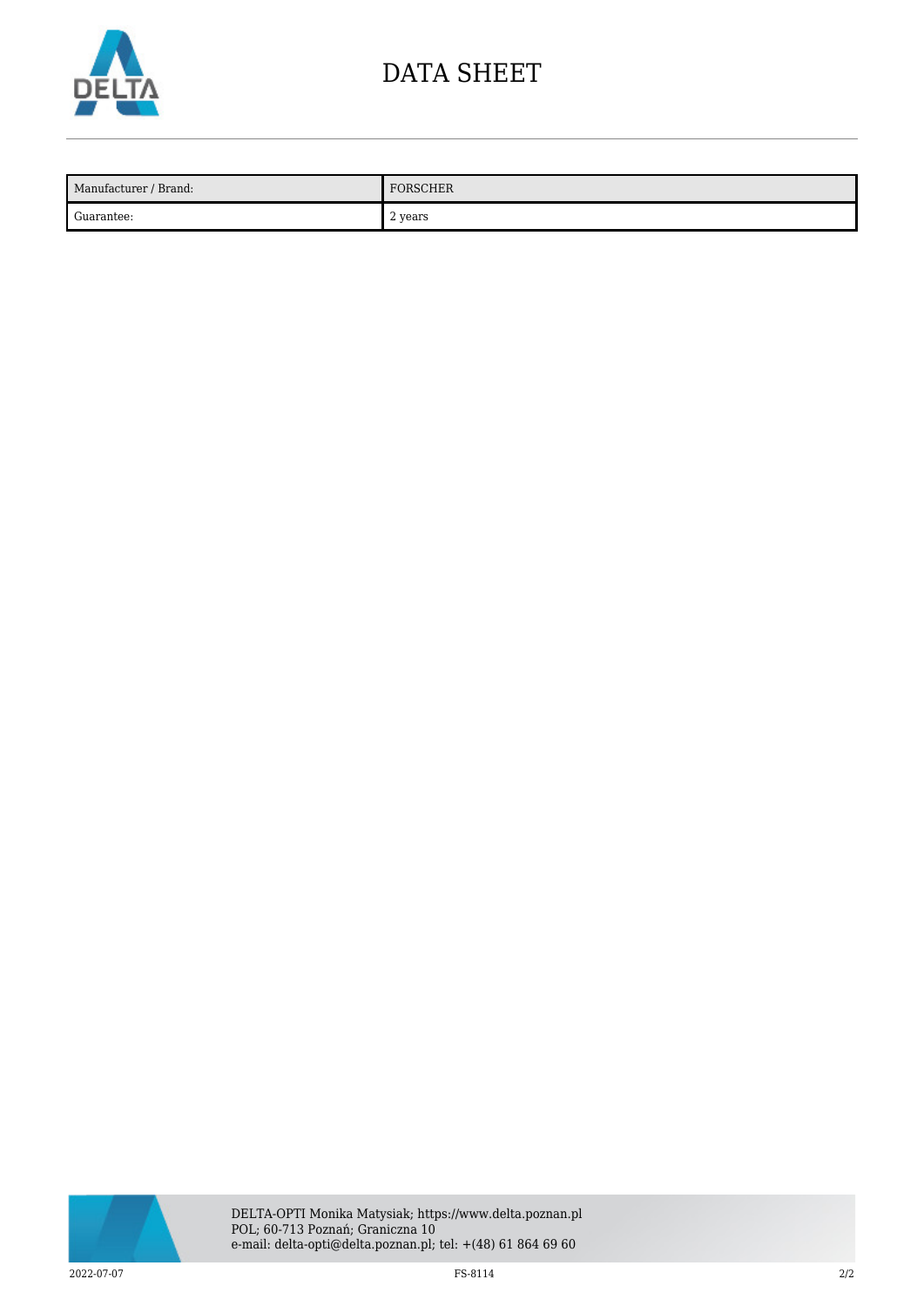| | |
|---|---|
| Manufacturer / Brand: | FORSCHER |
| Guarantee: | 2 years |